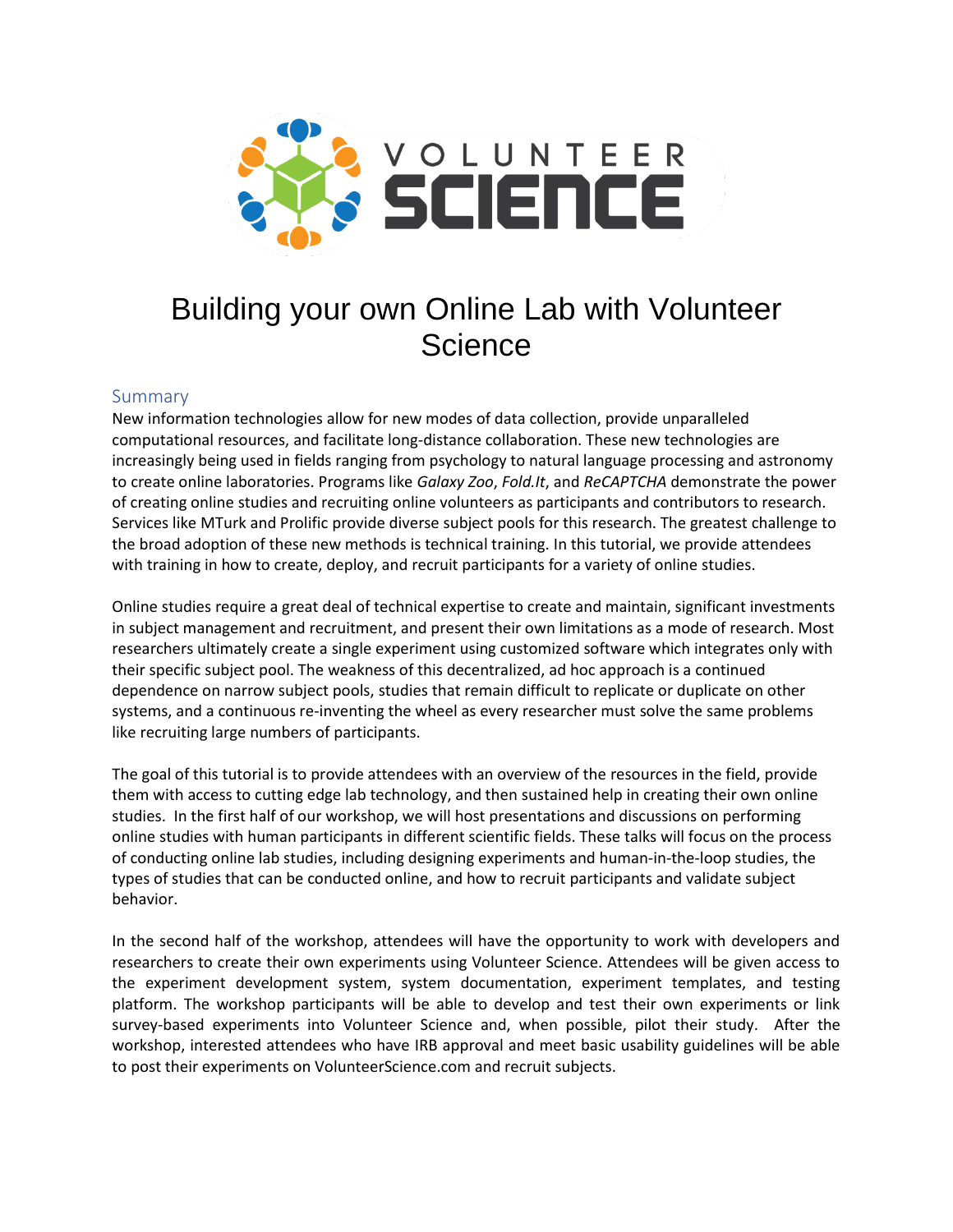# Building your own Online Lab with Volunteer Science

## Summary

New information technologies allow for new modes of data collection, provide unparalleled computational resources, and facilitate long-distance collaboration. These new technologies are increasingly being used in fields ranging from psychology to natural language processing and astronomy to create online laboratories. Programs like *Galaxy Zoo*, *Fold.It*, and *ReCAPTCHA* demonstrate the power of creating online studies and recruiting online volunteers as participants and contributors to research. Services like MTurk and Prolific provide diverse subject pools for this research. The greatest challenge to the broad adoption of these new methods is technical training. In this tutorial, we provide attendees with training in how to create, deploy, and recruit participants for a variety of online studies.

Online studies require a great deal of technical expertise to create and maintain, significant investments in subject management and recruitment, and present their own limitations as a mode of research. Most researchers ultimately create a single experiment using customized software which integrates only with their specific subject pool. The weakness of this decentralized, ad hoc approach is a continued dependence on narrow subject pools, studies that remain difficult to replicate or duplicate on other systems, and a continuous re-inventing the wheel as every researcher must solve the same problems like recruiting large numbers of participants.

The goal of this tutorial is to provide attendees with an overview of the resources in the field, provide them with access to cutting edge lab technology, and then sustained help in creating their own online studies. In the first half of our workshop, we will host presentations and discussions on performing online studies with human participants in different scientific fields. These talks will focus on the process of conducting online lab studies, including designing experiments and human-in-the-loop studies, the types of studies that can be conducted online, and how to recruit participants and validate subject behavior.

In the second half of the workshop, attendees will have the opportunity to work with developers and researchers to create their own experiments using Volunteer Science. Attendees will be given access to the experiment development system, system documentation, experiment templates, and testing platform. The workshop participants will be able to develop and test their own experiments or link survey-based experiments into Volunteer Science and, when possible, pilot their study. After the workshop, interested attendees who have IRB approval and meet basic usability guidelines will be able to post their experiments on VolunteerScience.com and recruit subjects.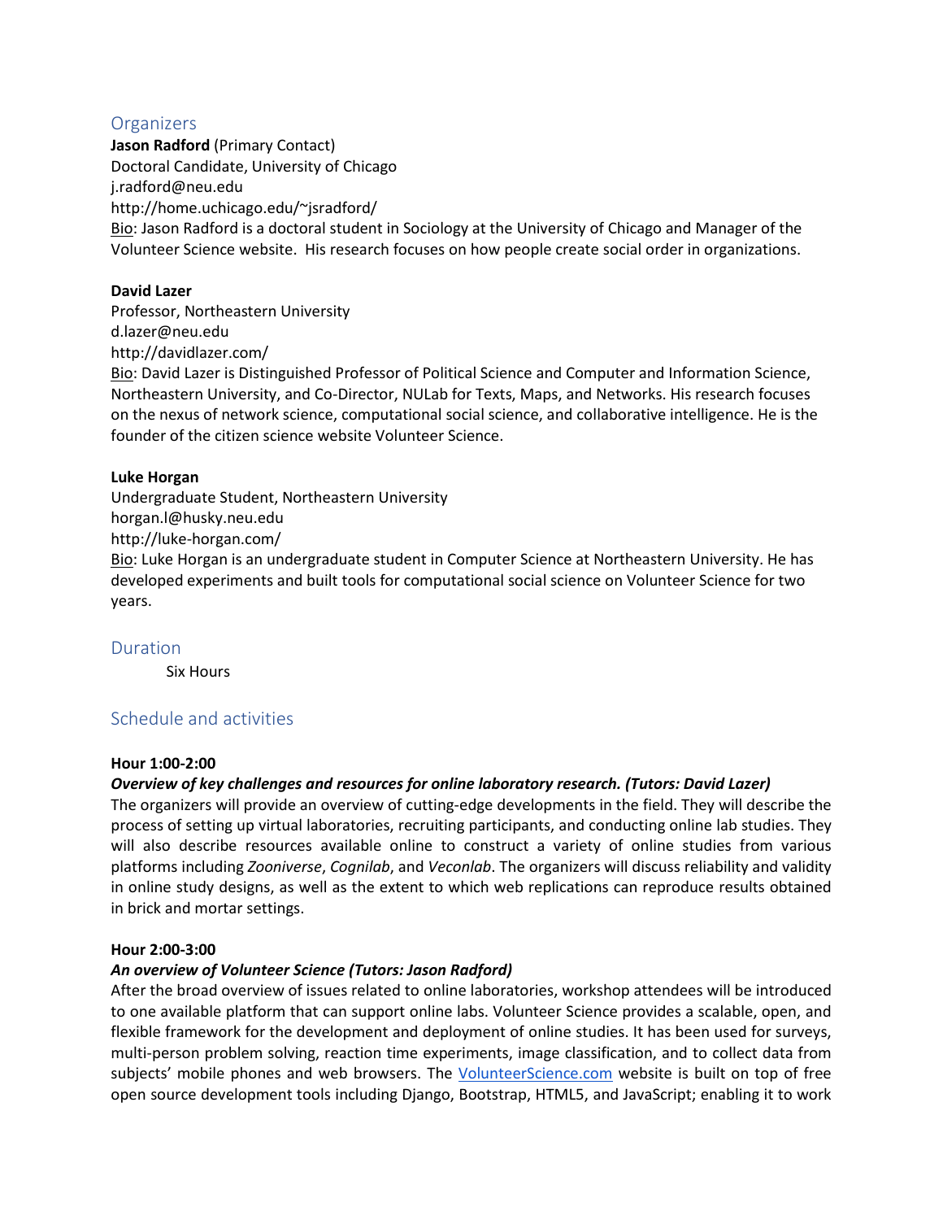## Organizers

**Jason Radford** (Primary Contact)
Doctoral Candidate, University of Chicago
j.radford@neu.edu
http://home.uchicago.edu/~jsradford/
Bio: Jason Radford is a doctoral student in Sociology at the University of Chicago and Manager of the Volunteer Science website. His research focuses on how people create social order in organizations.

**David Lazer**
Professor, Northeastern University
d.lazer@neu.edu
http://davidlazer.com/
Bio: David Lazer is Distinguished Professor of Political Science and Computer and Information Science, Northeastern University, and Co-Director, NULab for Texts, Maps, and Networks. His research focuses on the nexus of network science, computational social science, and collaborative intelligence. He is the founder of the citizen science website Volunteer Science.

**Luke Horgan**
Undergraduate Student, Northeastern University
horgan.l@husky.neu.edu
http://luke-horgan.com/
Bio: Luke Horgan is an undergraduate student in Computer Science at Northeastern University. He has developed experiments and built tools for computational social science on Volunteer Science for two years.

## Duration

Six Hours

## Schedule and activities

**Hour 1:00-2:00**

***Overview of key challenges and resources for online laboratory research. (Tutors: David Lazer)***

The organizers will provide an overview of cutting-edge developments in the field. They will describe the process of setting up virtual laboratories, recruiting participants, and conducting online lab studies. They will also describe resources available online to construct a variety of online studies from various platforms including *Zooniverse*, *Cognilab*, and *Veconlab*. The organizers will discuss reliability and validity in online study designs, as well as the extent to which web replications can reproduce results obtained in brick and mortar settings.

**Hour 2:00-3:00**

***An overview of Volunteer Science (Tutors: Jason Radford)***

After the broad overview of issues related to online laboratories, workshop attendees will be introduced to one available platform that can support online labs. Volunteer Science provides a scalable, open, and flexible framework for the development and deployment of online studies. It has been used for surveys, multi-person problem solving, reaction time experiments, image classification, and to collect data from subjects' mobile phones and web browsers. The VolunteerScience.com website is built on top of free open source development tools including Django, Bootstrap, HTML5, and JavaScript; enabling it to work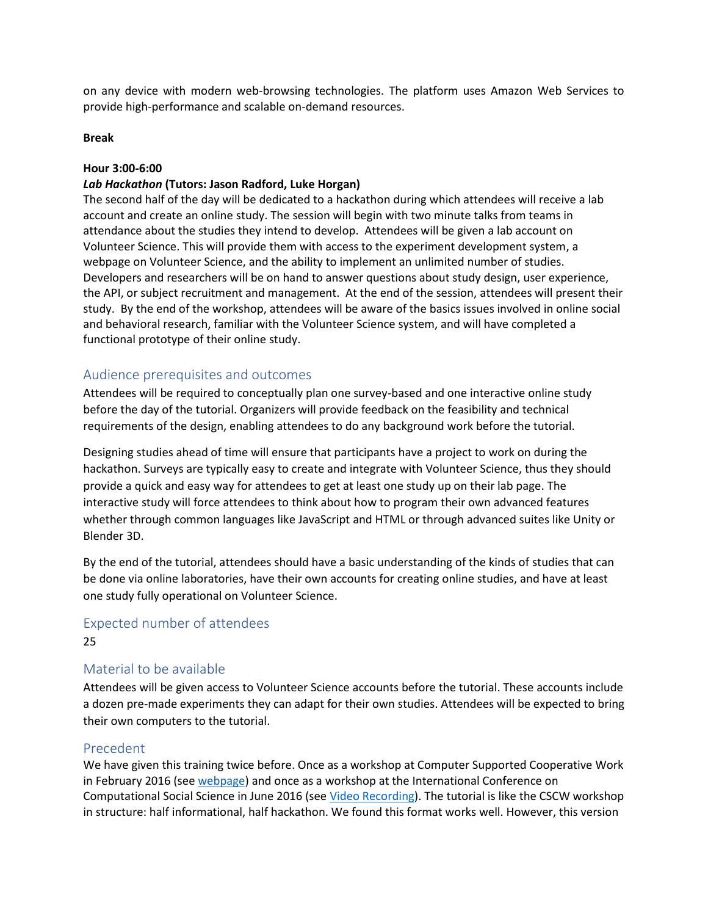on any device with modern web-browsing technologies. The platform uses Amazon Web Services to provide high-performance and scalable on-demand resources.

**Break**

**Hour 3:00-6:00**

***Lab Hackathon* (Tutors: Jason Radford, Luke Horgan)**

The second half of the day will be dedicated to a hackathon during which attendees will receive a lab account and create an online study. The session will begin with two minute talks from teams in attendance about the studies they intend to develop. Attendees will be given a lab account on Volunteer Science. This will provide them with access to the experiment development system, a webpage on Volunteer Science, and the ability to implement an unlimited number of studies. Developers and researchers will be on hand to answer questions about study design, user experience, the API, or subject recruitment and management. At the end of the session, attendees will present their study. By the end of the workshop, attendees will be aware of the basics issues involved in online social and behavioral research, familiar with the Volunteer Science system, and will have completed a functional prototype of their online study.

## Audience prerequisites and outcomes

Attendees will be required to conceptually plan one survey-based and one interactive online study before the day of the tutorial. Organizers will provide feedback on the feasibility and technical requirements of the design, enabling attendees to do any background work before the tutorial.

Designing studies ahead of time will ensure that participants have a project to work on during the hackathon. Surveys are typically easy to create and integrate with Volunteer Science, thus they should provide a quick and easy way for attendees to get at least one study up on their lab page. The interactive study will force attendees to think about how to program their own advanced features whether through common languages like JavaScript and HTML or through advanced suites like Unity or Blender 3D.

By the end of the tutorial, attendees should have a basic understanding of the kinds of studies that can be done via online laboratories, have their own accounts for creating online studies, and have at least one study fully operational on Volunteer Science.

## Expected number of attendees

25

## Material to be available

Attendees will be given access to Volunteer Science accounts before the tutorial. These accounts include a dozen pre-made experiments they can adapt for their own studies. Attendees will be expected to bring their own computers to the tutorial.

## Precedent

We have given this training twice before. Once as a workshop at Computer Supported Cooperative Work in February 2016 (see webpage) and once as a workshop at the International Conference on Computational Social Science in June 2016 (see Video Recording). The tutorial is like the CSCW workshop in structure: half informational, half hackathon. We found this format works well. However, this version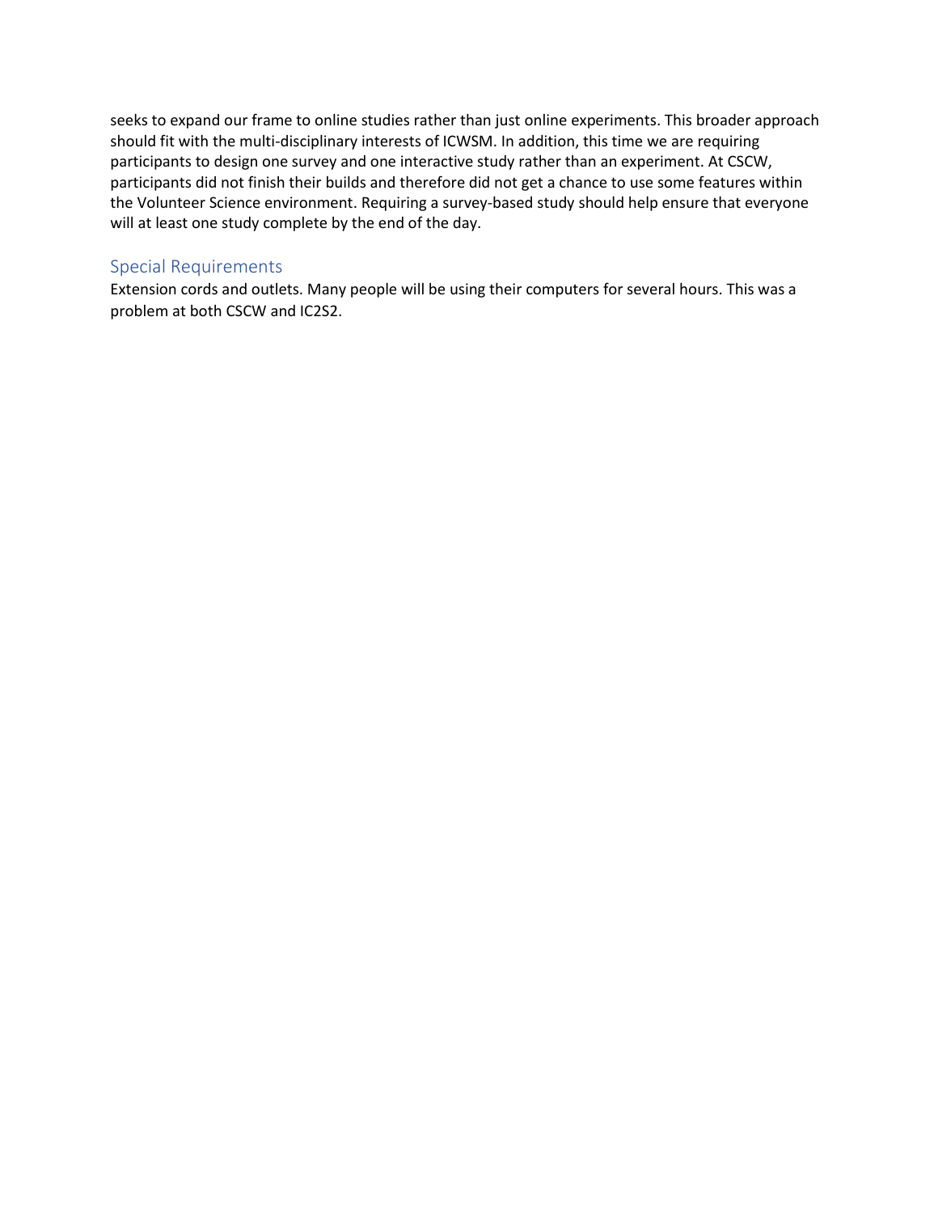seeks to expand our frame to online studies rather than just online experiments. This broader approach should fit with the multi-disciplinary interests of ICWSM. In addition, this time we are requiring participants to design one survey and one interactive study rather than an experiment. At CSCW, participants did not finish their builds and therefore did not get a chance to use some features within the Volunteer Science environment. Requiring a survey-based study should help ensure that everyone will at least one study complete by the end of the day.

## Special Requirements

Extension cords and outlets. Many people will be using their computers for several hours. This was a problem at both CSCW and IC2S2.